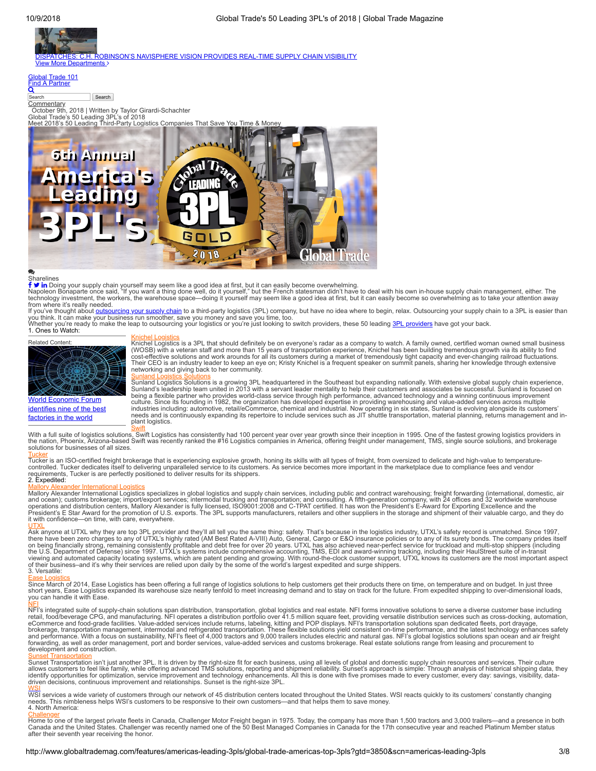DISPATCHES: C.H. ROBINSON'S NAVISPHERE VISION PROVIDES REAL-TIME SUPPLY CHAIN VISIBILITY
View More Departments ›

Global Trade 101
Find A Partner

Search

Commentary

October 9th, 2018 | Written by Taylor Girardi-Schachter

# Global Trade's 50 Leading 3PL's of 2018

## Meet 2018's 50 Leading Third-Party Logistics Companies That Save You Time & Money

Sharelines

Doing your supply chain yourself may seem like a good idea at first, but it can easily become overwhelming.

Napoleon Bonaparte once said, "If you want a thing done well, do it yourself," but the French statesman didn't have to deal with his own in-house supply chain management, either. The technology investment, the workers, the warehouse space—doing it yourself may seem like a good idea at first, but it can easily become so overwhelming as to take your attention away from where it's really needed.

If you've thought about outsourcing your supply chain to a third-party logistics (3PL) company, but have no idea where to begin, relax. Outsourcing your supply chain to a 3PL is easier than you think. It can make your business run smoother, save you money and save you time, too.

Whether you're ready to make the leap to outsourcing your logistics or you're just looking to switch providers, these 50 leading 3PL providers have got your back.

### 1. Ones to Watch:

Related Content: World Economic Forum identifies nine of the best factories in the world

**Knichel Logistics**

Knichel Logistics is a 3PL that should definitely be on everyone's radar as a company to watch. A family owned, certified woman owned small business (WOSB) with a veteran staff and more than 15 years of transportation experience, Knichel has been building tremendous growth via its ability to find cost-effective solutions and work arounds for all its customers during a market of tremendously tight capacity and ever-changing railroad fluctuations. Their CEO is an industry leader to keep an eye on; Kristy Knichel is a frequent speaker on summit panels, sharing her knowledge through extensive networking and giving back to her community.

**Sunland Logistics Solutions**

Sunland Logistics Solutions is a growing 3PL headquartered in the Southeast but expanding nationally. With extensive global supply chain experience, Sunland's leadership team united in 2013 with a servant leader mentality to help their customers and associates be successful. Sunland is focused on being a flexible partner who provides world-class service through high performance, advanced technology and a winning continuous improvement culture. Since its founding in 1982, the organization has developed expertise in providing warehousing and value-added services across multiple industries including: automotive, retail/eCommerce, chemical and industrial. Now operating in six states, Sunland is evolving alongside its customers' needs and is continuously expanding its repertoire to include services such as JIT shuttle transportation, material planning, returns management and in-plant logistics.

**Swift**

With a full suite of logistics solutions, Swift Logistics has consistently had 100 percent year over year growth since their inception in 1995. One of the fastest growing logistics providers in the nation, Phoenix, Arizona-based Swift was recently ranked the #16 Logistics companies in America, offering freight under management, TMS, single source solutions, and brokerage solutions for businesses of all sizes.

**Tucker**

Tucker is an ISO-certified freight brokerage that is experiencing explosive growth, honing its skills with all types of freight, from oversized to delicate and high-value to temperature-controlled. Tucker dedicates itself to delivering unparalleled service to its customers. As service becomes more important in the marketplace due to compliance fees and vendor requirements, Tucker is are perfectly positioned to deliver results for its shippers.

### 2. Expedited:

**Mallory Alexander International Logistics**

Mallory Alexander International Logistics specializes in global logistics and supply chain services, including public and contract warehousing; freight forwarding (international, domestic, air and ocean); customs brokerage; import/export services; intermodal trucking and transportation; and consulting. A fifth-generation company, with 24 offices and 32 worldwide warehouse operations and distribution centers, Mallory Alexander is fully licensed, ISO9001:2008 and C-TPAT certified. It has won the President's E-Award for Exporting Excellence and the President's E Star Award for the promotion of U.S. exports. The 3PL supports manufacturers, retailers and other suppliers in the storage and shipment of their valuable cargo, and they do it with confidence—on time, with care, everywhere.

**UTXL**

Ask anyone at UTXL why they are top 3PL provider and they'll all tell you the same thing: safety. That's because in the logistics industry, UTXL's safety record is unmatched. Since 1997, there have been zero charges to any of UTXL's highly rated (AM Best Rated A-VIII) Auto, General, Cargo or E&O insurance policies or to any of its surety bonds. The company prides itself on being financially strong, remaining consistently profitable and debt free for over 20 years. UTXL has also achieved near-perfect service for truckload and multi-stop shippers (including the U.S. Department of Defense) since 1997. UTXL's systems include comprehensive accounting, TMS, EDI and award-winning tracking, including their HaulStreet suite of in-transit viewing and automated capacity locating systems, which are patent pending and growing. With round-the-clock customer support, UTXL knows its customers are the most important aspect of their business–and it's why their services are relied upon daily by the some of the world's largest expedited and surge shippers.

### 3. Versatile:

**Ease Logistics**

Since March of 2014, Ease Logistics has been offering a full range of logistics solutions to help customers get their products there on time, on temperature and on budget. In just three short years, Ease Logistics expanded its warehouse size nearly tenfold to meet increasing demand and to stay on track for the future. From expedited shipping to over-dimensional loads, you can handle it with Ease.

**NFI**

NFI's integrated suite of supply-chain solutions span distribution, transportation, global logistics and real estate. NFI forms innovative solutions to serve a diverse customer base including retail, food/beverage CPG, and manufacturing. NFI operates a distribution portfolio over 41.5 million square feet, providing versatile distribution services such as cross-docking, automation, eCommerce and food-grade facilities. Value-added services include returns, labeling, kitting and POP displays. NFI's transportation solutions span dedicated fleets, port drayage, brokerage, transportation management, intermodal and refrigerated transportation. These flexible solutions yield consistent on-time performance, and the latest technology enhances safety and performance. With a focus on sustainability, NFI's fleet of 4,000 tractors and 9,000 trailers includes electric and natural gas. NFI's global logistics solutions span ocean and air freight forwarding, as well as order management, port and border services, value-added services and customs brokerage. Real estate solutions range from leasing and property development and construction.

**Sunset Transportation**

Sunset Transportation isn't just another 3PL. It is driven by the right-size fit for each business, using all levels of global and domestic supply chain resources and services. Their culture allows customers to feel like family, while offering advanced TMS solutions, reporting and shipment reliability. Sunset's approach is simple: Through analysis of historical shipping data, they identify opportunities for optimization, service improvement and technology enhancements. All this is done with five promises made to every customer, every day: savings, visibility, data-driven decisions, continuous improvement and relationships. Sunset is the right-size 3PL.

**WSI**

WSI services a wide variety of customers through our network of 45 distribution centers located throughout the United States. WSI reacts quickly to its customers' constantly changing needs. This nimbleness helps WSI's customers to be responsive to their own customers—and that helps them to save money.

### 4. North America:

**Challenger**

Home to one of the largest private fleets in Canada, Challenger Motor Freight began in 1975. Today, the company has more than 1,500 tractors and 3,000 trailers—and a presence in both Canada and the United States. Challenger was recently named one of the 50 Best Managed Companies in Canada for the 17th consecutive year and reached Platinum Member status after their seventh year receiving the honor.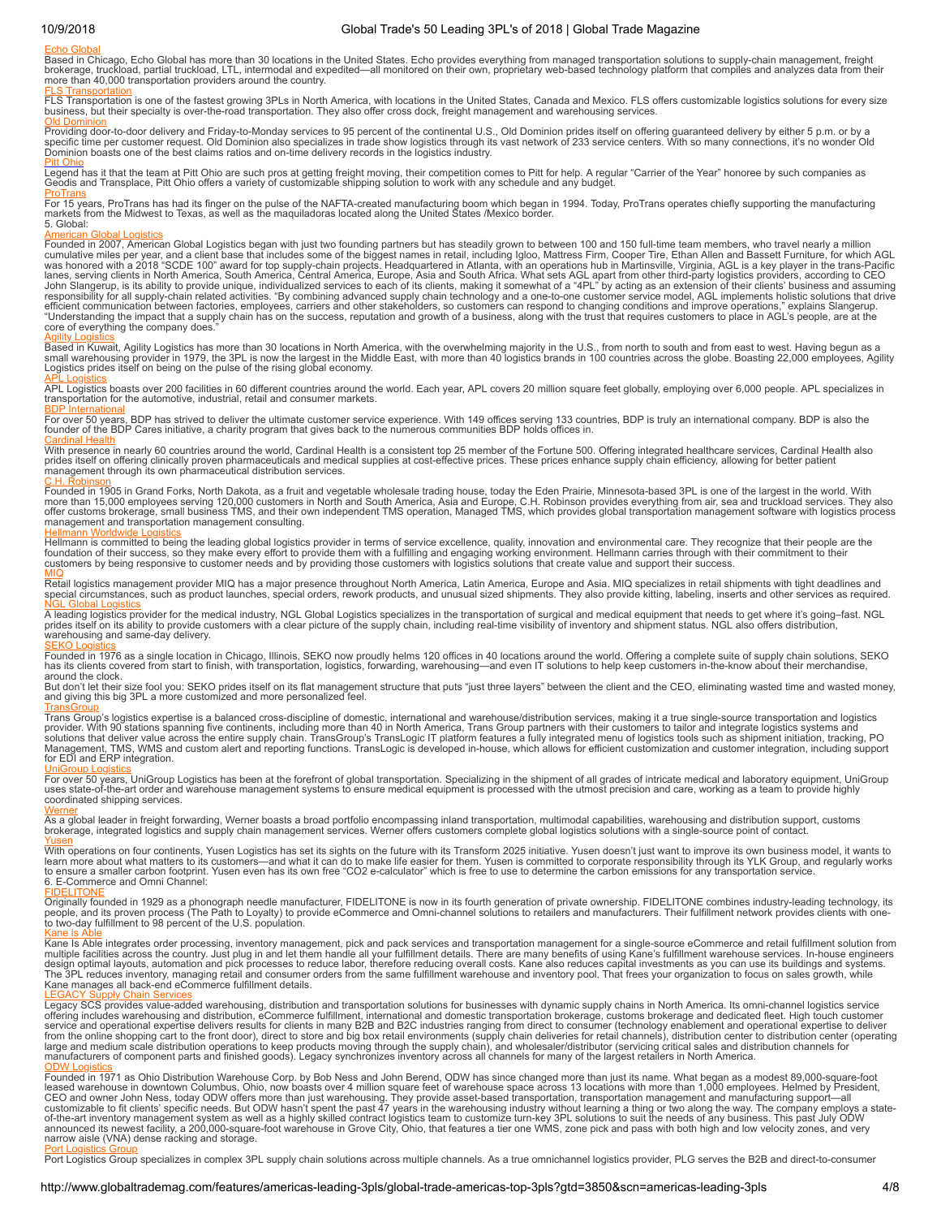[Echo Global](#)

Based in Chicago, Echo Global has more than 30 locations in the United States. Echo provides everything from managed transportation solutions to supply-chain management, freight brokerage, truckload, partial truckload, LTL, intermodal and expedited—all monitored on their own, proprietary web-based technology platform that compiles and analyzes data from their more than 40,000 transportation providers around the country.

[FLS Transportation](#)

FLS Transportation is one of the fastest growing 3PLs in North America, with locations in the United States, Canada and Mexico. FLS offers customizable logistics solutions for every size business, but their specialty is over-the-road transportation. They also offer cross dock, freight management and warehousing services.

[Old Dominion](#)

Providing door-to-door delivery and Friday-to-Monday services to 95 percent of the continental U.S., Old Dominion prides itself on offering guaranteed delivery by either 5 p.m. or by a specific time per customer request. Old Dominion also specializes in trade show logistics through its vast network of 233 service centers. With so many connections, it's no wonder Old Dominion boasts one of the best claims ratios and on-time delivery records in the logistics industry.

[Pitt Ohio](#)

Legend has it that the team at Pitt Ohio are such pros at getting freight moving, their competition comes to Pitt for help. A regular "Carrier of the Year" honoree by such companies as Geodis and Transplace, Pitt Ohio offers a variety of customizable shipping solution to work with any schedule and any budget.

[ProTrans](#)

For 15 years, ProTrans has had its finger on the pulse of the NAFTA-created manufacturing boom which began in 1994. Today, ProTrans operates chiefly supporting the manufacturing markets from the Midwest to Texas, as well as the maquiladoras located along the United States /Mexico border.

5. Global:

[American Global Logistics](#)

Founded in 2007, American Global Logistics began with just two founding partners but has steadily grown to between 100 and 150 full-time team members, who travel nearly a million cumulative miles per year, and a client base that includes some of the biggest names in retail, including Igloo, Mattress Firm, Cooper Tire, Ethan Allen and Bassett Furniture, for which AGL was honored with a 2018 "SCDE 100" award for top supply-chain projects. Headquartered in Atlanta, with an operations hub in Martinsville, Virginia, AGL is a key player in the trans-Pacific lanes, serving clients in North America, South America, Central America, Europe, Asia and South Africa. What sets AGL apart from other third-party logistics providers, according to CEO John Slangerup, is its ability to provide unique, individualized services to each of its clients, making it somewhat of a "4PL" by acting as an extension of their clients' business and assuming responsibility for all supply-chain related activities. "By combining advanced supply chain technology and a one-to-one customer service model, AGL implements holistic solutions that drive efficient communication between factories, employees, carriers and other stakeholders, so customers can respond to changing conditions and improve operations," explains Slangerup. "Understanding the impact that a supply chain has on the success, reputation and growth of a business, along with the trust that requires customers to place in AGL's people, are at the core of everything the company does."

[Agility Logistics](#)

Based in Kuwait, Agility Logistics has more than 30 locations in North America, with the overwhelming majority in the U.S., from north to south and from east to west. Having begun as a small warehousing provider in 1979, the 3PL is now the largest in the Middle East, with more than 40 logistics brands in 100 countries across the globe. Boasting 22,000 employees, Agility Logistics prides itself on being on the pulse of the rising global economy.

[APL Logistics](#)

APL Logistics boasts over 200 facilities in 60 different countries around the world. Each year, APL covers 20 million square feet globally, employing over 6,000 people. APL specializes in transportation for the automotive, industrial, retail and consumer markets.

[BDP International](#)

For over 50 years, BDP has strived to deliver the ultimate customer service experience. With 149 offices serving 133 countries, BDP is truly an international company. BDP is also the founder of the BDP Cares initiative, a charity program that gives back to the numerous communities BDP holds offices in.

[Cardinal Health](#)

With presence in nearly 60 countries around the world, Cardinal Health is a consistent top 25 member of the Fortune 500. Offering integrated healthcare services, Cardinal Health also prides itself on offering clinically proven pharmaceuticals and medical supplies at cost-effective prices. These prices enhance supply chain efficiency, allowing for better patient management through its own pharmaceutical distribution services.

[C.H. Robinson](#)

Founded in 1905 in Grand Forks, North Dakota, as a fruit and vegetable wholesale trading house, today the Eden Prairie, Minnesota-based 3PL is one of the largest in the world. With more than 15,000 employees serving 120,000 customers in North and South America, Asia and Europe, C.H. Robinson provides everything from air, sea and truckload services. They also offer customs brokerage, small business TMS, and their own independent TMS operation, Managed TMS, which provides global transportation management software with logistics process management and transportation management consulting.

[Hellmann Worldwide Logistics](#)

Hellmann is committed to being the leading global logistics provider in terms of service excellence, quality, innovation and environmental care. They recognize that their people are the foundation of their success, so they make every effort to provide them with a fulfilling and engaging working environment. Hellmann carries through with their commitment to their customers by being responsive to customer needs and by providing those customers with logistics solutions that create value and support their success.

[MIQ](#)

Retail logistics management provider MIQ has a major presence throughout North America, Latin America, Europe and Asia. MIQ specializes in retail shipments with tight deadlines and special circumstances, such as product launches, special orders, rework products, and unusual sized shipments. They also provide kitting, labeling, inserts and other services as required.

[NGL Global Logistics](#)

A leading logistics provider for the medical industry, NGL Global Logistics specializes in the transportation of surgical and medical equipment that needs to get where it's going–fast. NGL prides itself on its ability to provide customers with a clear picture of the supply chain, including real-time visibility of inventory and shipment status. NGL also offers distribution, warehousing and same-day delivery.

[SEKO Logistics](#)

Founded in 1976 as a single location in Chicago, Illinois, SEKO now proudly helms 120 offices in 40 locations around the world. Offering a complete suite of supply chain solutions, SEKO has its clients covered from start to finish, with transportation, logistics, forwarding, warehousing—and even IT solutions to help keep customers in-the-know about their merchandise, around the clock.

But don't let their size fool you: SEKO prides itself on its flat management structure that puts "just three layers" between the client and the CEO, eliminating wasted time and wasted money, and giving this big 3PL a more customized and more personalized feel.

[TransGroup](#)

Trans Group's logistics expertise is a balanced cross-discipline of domestic, international and warehouse/distribution services, making it a true single-source transportation and logistics provider. With 90 stations spanning five continents, including more than 40 in North America, Trans Group partners with their customers to tailor and integrate logistics systems and solutions that deliver value across the entire supply chain. TransGroup's TransLogic IT platform features a fully integrated menu of logistics tools such as shipment initiation, tracking, PO Management, TMS, WMS and custom alert and reporting functions. TransLogic is developed in-house, which allows for efficient customization and customer integration, including support for EDI and ERP integration.

[UniGroup Logistics](#)

For over 50 years, UniGroup Logistics has been at the forefront of global transportation. Specializing in the shipment of all grades of intricate medical and laboratory equipment, UniGroup uses state-of-the-art order and warehouse management systems to ensure medical equipment is processed with the utmost precision and care, working as a team to provide highly coordinated shipping services.

[Werner](#)

As a global leader in freight forwarding, Werner boasts a broad portfolio encompassing inland transportation, multimodal capabilities, warehousing and distribution support, customs brokerage, integrated logistics and supply chain management services. Werner offers customers complete global logistics solutions with a single-source point of contact.

[Yusen](#)

With operations on four continents, Yusen Logistics has set its sights on the future with its Transform 2025 initiative. Yusen doesn't just want to improve its own business model, it wants to learn more about what matters to its customers—and what it can do to make life easier for them. Yusen is committed to corporate responsibility through its YLK Group, and regularly works to ensure a smaller carbon footprint. Yusen even has its own free "CO2 e-calculator" which is free to use to determine the carbon emissions for any transportation service.

6. E-Commerce and Omni Channel:

[FIDELITONE](#)

Originally founded in 1929 as a phonograph needle manufacturer, FIDELITONE is now in its fourth generation of private ownership. FIDELITONE combines industry-leading technology, its people, and its proven process (The Path to Loyalty) to provide eCommerce and Omni-channel solutions to retailers and manufacturers. Their fulfillment network provides clients with one- to two-day fulfillment to 98 percent of the U.S. population.

[Kane is Able](#)

Kane Is Able integrates order processing, inventory management, pick and pack services and transportation management for a single-source eCommerce and retail fulfillment solution from multiple facilities across the country. Just plug in and let them handle all your fulfillment details. There are many benefits of using Kane's fulfillment warehouse services. In-house engineers design optimal layouts, automation and pick processes to reduce labor, therefore reducing overall costs. Kane also reduces capital investments as you can use its buildings and systems. The 3PL reduces inventory, managing retail and consumer orders from the same fulfillment warehouse and inventory pool. That frees your organization to focus on sales growth, while Kane manages all back-end eCommerce fulfillment details.

[LEGACY Supply Chain Services](#)

Legacy SCS provides value-added warehousing, distribution and transportation solutions for businesses with dynamic supply chains in North America. Its omni-channel logistics service offering includes warehousing and distribution, eCommerce fulfillment, international and domestic transportation brokerage, customs brokerage and dedicated fleet. High touch customer service and operational expertise delivers results for clients in many B2B and B2C industries ranging from direct to consumer (technology enablement and operational expertise to deliver from the online shopping cart to the front door), direct to store and big box retail environments (supply chain deliveries for retail channels), distribution center to distribution center (operating large and medium scale distribution operations to keep products moving through the supply chain), and wholesaler/distributor (servicing critical sales and distribution channels for manufacturers of component parts and finished goods). Legacy synchronizes inventory across all channels for many of the largest retailers in North America.

[ODW Logistics](#)

Founded in 1971 as Ohio Distribution Warehouse Corp. by Bob Ness and John Berend, ODW has since changed more than just its name. What began as a modest 89,000-square-foot leased warehouse in downtown Columbus, Ohio, now boasts over 4 million square feet of warehouse space across 13 locations with more than 1,000 employees. Helmed by President, CEO and owner John Ness, today ODW offers more than just warehousing. They provide asset-based transportation, transportation management and manufacturing support—all customizable to fit clients' specific needs. But ODW hasn't spent the past 47 years in the warehousing industry without learning a thing or two along the way. The company employs a state-of-the-art inventory management system as well as a highly skilled contract logistics team to customize turn-key 3PL solutions to suit the needs of any business. This past July ODW announced its newest facility, a 200,000-square-foot warehouse in Grove City, Ohio, that features a tier one WMS, zone pick and pass with both high and low velocity zones, and very narrow aisle (VNA) dense racking and storage.

[Port Logistics Group](#)

Port Logistics Group specializes in complex 3PL supply chain solutions across multiple channels. As a true omnichannel logistics provider, PLG serves the B2B and direct-to-consumer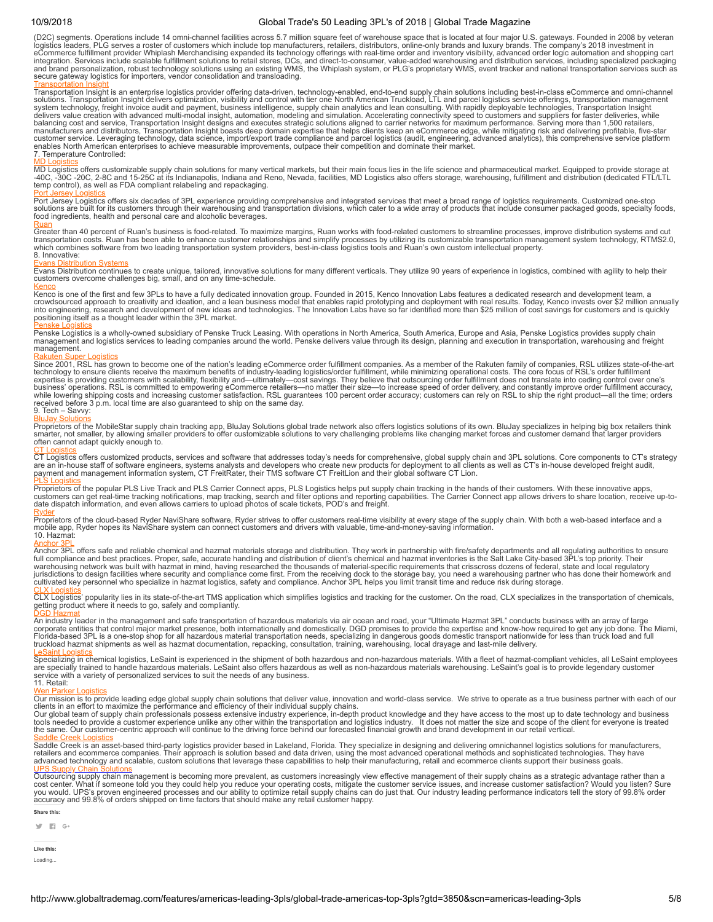(D2C) segments. Operations include 14 omni-channel facilities across 5.7 million square feet of warehouse space that is located at four major U.S. gateways. Founded in 2008 by veteran logistics leaders, PLG serves a roster of customers which include top manufacturers, retailers, distributors, online-only brands and luxury brands. The company's 2018 investment in eCommerce fulfillment provider Whiplash Merchandising expanded its technology offerings with real-time order and inventory visibility, advanced order logic automation and shopping cart integration. Services include scalable fulfillment solutions to retail stores, DCs, and direct-to-consumer, value-added warehousing and distribution services, including specialized packaging and brand personalization, robust technology solutions using an existing WMS, the Whiplash system, or PLG's proprietary WMS, event tracker and national transportation services such as secure gateway logistics for importers, vendor consolidation and transloading.

Transportation Insight

Transportation Insight is an enterprise logistics provider offering data-driven, technology-enabled, end-to-end supply chain solutions including best-in-class eCommerce and omni-channel solutions. Transportation Insight delivers optimization, visibility and control with tier one North American Truckload, LTL and parcel logistics service offerings, transportation management system technology, freight invoice audit and payment, business intelligence, supply chain analytics and lean consulting. With rapidly deployable technologies, Transportation Insight delivers value creation with advanced multi-modal insight, automation, modeling and simulation. Accelerating connectivity speed to customers and suppliers for faster deliveries, while balancing cost and service, Transportation Insight designs and executes strategic solutions aligned to carrier networks for maximum performance. Serving more than 1,500 retailers, manufacturers and distributors, Transportation Insight boasts deep domain expertise that helps clients keep an eCommerce edge, while mitigating risk and delivering profitable, five-star customer service. Leveraging technology, data science, import/export trade compliance and parcel logistics (audit, engineering, advanced analytics), this comprehensive service platform enables North American enterprises to achieve measurable improvements, outpace their competition and dominate their market.

7. Temperature Controlled:

MD Logistics

MD Logistics offers customizable supply chain solutions for many vertical markets, but their main focus lies in the life science and pharmaceutical market. Equipped to provide storage at -40C, -30C -20C, 2-8C and 15-25C at its Indianapolis, Indiana and Reno, Nevada, facilities, MD Logistics also offers storage, warehousing, fulfillment and distribution (dedicated FTL/LTL temp control), as well as FDA compliant relabeling and repackaging.

Port Jersey Logistics

Port Jersey Logistics offers six decades of 3PL experience providing comprehensive and integrated services that meet a broad range of logistics requirements. Customized one-stop solutions are built for its customers through their warehousing and transportation divisions, which cater to a wide array of products that include consumer packaged goods, specialty foods, food ingredients, health and personal care and alcoholic beverages.

Ruan

Greater than 40 percent of Ruan's business is food-related. To maximize margins, Ruan works with food-related customers to streamline processes, improve distribution systems and cut transportation costs. Ruan has been able to enhance customer relationships and simplify processes by utilizing its customizable transportation management system technology, RTMS2.0, which combines software from two leading transportation system providers, best-in-class logistics tools and Ruan's own custom intellectual property.

8. Innovative:

Evans Distribution Systems

Evans Distribution continues to create unique, tailored, innovative solutions for many different verticals. They utilize 90 years of experience in logistics, combined with agility to help their customers overcome challenges big, small, and on any time-schedule.

Kenco

Kenco is one of the first and few 3PLs to have a fully dedicated innovation group. Founded in 2015, Kenco Innovation Labs features a dedicated research and development team, a crowdsourced approach to creativity and ideation, and a lean business model that enables rapid prototyping and deployment with real results. Today, Kenco invests over $2 million annually into engineering, research and development of new ideas and technologies. The Innovation Labs have so far identified more than $25 million of cost savings for customers and is quickly positioning itself as a thought leader within the 3PL market.

Penske Logistics

Penske Logistics is a wholly-owned subsidiary of Penske Truck Leasing. With operations in North America, South America, Europe and Asia, Penske Logistics provides supply chain management and logistics services to leading companies around the world. Penske delivers value through its design, planning and execution in transportation, warehousing and freight management.

Rakuten Super Logistics

Since 2001, RSL has grown to become one of the nation's leading eCommerce order fulfillment companies. As a member of the Rakuten family of companies, RSL utilizes state-of-the-art technology to ensure clients receive the maximum benefits of industry-leading logistics/order fulfillment, while minimizing operational costs. The core focus of RSL's order fulfillment expertise is providing customers with scalability, flexibility and—ultimately—cost savings. They believe that outsourcing order fulfillment does not translate into ceding control over one's business' operations. RSL is committed to empowering eCommerce retailers—no matter their size—to increase speed of order delivery, and constantly improve order fulfillment accuracy, while lowering shipping costs and increasing customer satisfaction. RSL guarantees 100 percent order accuracy; customers can rely on RSL to ship the right product—all the time; orders received before 3 p.m. local time are also guaranteed to ship on the same day.

9. Tech – Savvy:

BluJay Solutions

Proprietors of the MobileStar supply chain tracking app, BluJay Solutions global trade network also offers logistics solutions of its own. BluJay specializes in helping big box retailers think smarter, not smaller, by allowing smaller providers to offer customizable solutions to very challenging problems like changing market forces and customer demand that larger providers often cannot adapt quickly enough to.

CT Logistics

CT Logistics offers customized products, services and software that addresses today's needs for comprehensive, global supply chain and 3PL solutions. Core components to CT's strategy are an in-house staff of software engineers, systems analysts and developers who create new products for deployment to all clients as well as CT's in-house developed freight audit, payment and management information system, CT FreitRater, their TMS software CT FreitLion and their global software CT Lion.

PLS Logistics

Proprietors of the popular PLS Live Track and PLS Carrier Connect apps, PLS Logistics helps put supply chain tracking in the hands of their customers. With these innovative apps, customers can get real-time tracking notifications, map tracking, search and filter options and reporting capabilities. The Carrier Connect app allows drivers to share location, receive up-to-date dispatch information, and even allows carriers to upload photos of scale tickets, POD's and freight.

Ryder

Proprietors of the cloud-based Ryder NaviShare software, Ryder strives to offer customers real-time visibility at every stage of the supply chain. With both a web-based interface and a mobile app, Ryder hopes its NaviShare system can connect customers and drivers with valuable, time-and-money-saving information.

10. Hazmat:

Anchor 3PL

Anchor 3PL offers safe and reliable chemical and hazmat materials storage and distribution. They work in partnership with fire/safety departments and all regulating authorities to ensure full compliance and best practices. Proper, safe, accurate handling and distribution of client's chemical and hazmat inventories is the Salt Lake City-based 3PL's top priority. Their warehousing network was built with hazmat in mind, having researched the thousands of material-specific requirements that crisscross dozens of federal, state and local regulatory jurisdictions to design facilities where security and compliance come first. From the receiving dock to the storage bay, you need a warehousing partner who has done their homework and cultivated key personnel who specialize in hazmat logistics, safety and compliance. Anchor 3PL helps you limit transit time and reduce risk during storage.

CLX Logistics

CLX Logistics' popularity lies in its state-of-the-art TMS application which simplifies logistics and tracking for the customer. On the road, CLX specializes in the transportation of chemicals, getting product where it needs to go, safely and compliantly.

DGD Hazmat

An industry leader in the management and safe transportation of hazardous materials via air ocean and road, your "Ultimate Hazmat 3PL" conducts business with an array of large corporate entities that control major market presence, both internationally and domestically. DGD promises to provide the expertise and know-how required to get any job done. The Miami, Florida-based 3PL is a one-stop shop for all hazardous material transportation needs, specializing in dangerous goods domestic transport nationwide for less than truck load and full truckload hazmat shipments as well as hazmat documentation, repacking, consultation, training, warehousing, local drayage and last-mile delivery.

LeSaint Logistics

Specializing in chemical logistics, LeSaint is experienced in the shipment of both hazardous and non-hazardous materials. With a fleet of hazmat-compliant vehicles, all LeSaint employees are specially trained to handle hazardous materials. LeSaint also offers hazardous as well as non-hazardous materials warehousing. LeSaint's goal is to provide legendary customer service with a variety of personalized services to suit the needs of any business.

11. Retail:

Wen Parker Logistics

Our mission is to provide leading edge global supply chain solutions that deliver value, innovation and world-class service. We strive to operate as a true business partner with each of our clients in an effort to maximize the performance and efficiency of their individual supply chains.

Our global team of supply chain professionals possess extensive industry experience, in-depth product knowledge and they have access to the most up to date technology and business tools needed to provide a customer experience unlike any other within the transportation and logistics industry. It does not matter the size and scope of the client for everyone is treated the same. Our customer-centric approach will continue to the driving force behind our forecasted financial growth and brand development in our retail vertical.

Saddle Creek Logistics

Saddle Creek is an asset-based third-party logistics provider based in Lakeland, Florida. They specialize in designing and delivering omnichannel logistics solutions for manufacturers, retailers and ecommerce companies. Their approach is solution based and data driven, using the most advanced operational methods and sophisticated technologies. They have advanced technology and scalable, custom solutions that leverage these capabilities to help their manufacturing, retail and ecommerce clients support their business goals.

UPS Supply Chain Solutions

Outsourcing supply chain management is becoming more prevalent, as customers increasingly view effective management of their supply chains as a strategic advantage rather than a cost center. What if someone told you they could help you reduce your operating costs, mitigate the customer service issues, and increase customer satisfaction? Would you listen? Sure you would. UPS's proven engineered processes and our ability to optimize retail supply chains can do just that. Our industry leading performance indicators tell the story of 99.8% order accuracy and 99.8% of orders shipped on time factors that should make any retail customer happy.

**Share this:**

**Like this:**

Loading...